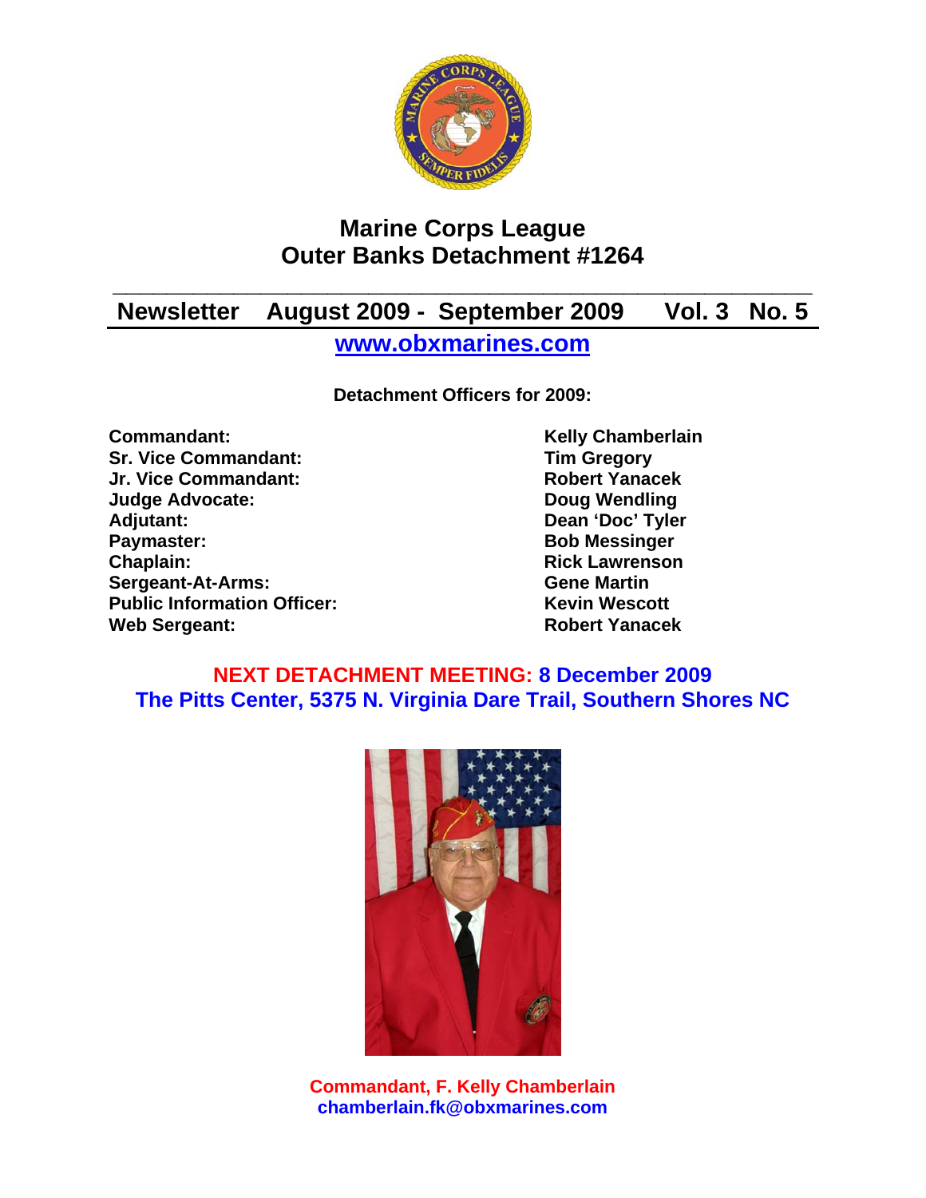# Marine Corps League
# Outer Banks Detachment #1264

## Newsletter August 2009 - September 2009 Vol. 3 No. 5

**[www.obxmarines.com](http://www.obxmarines.com)**

**Detachment Officers for 2009:**

| | |
|---|---|
| **Commandant:** | **Kelly Chamberlain** |
| **Sr. Vice Commandant:** | **Tim Gregory** |
| **Jr. Vice Commandant:** | **Robert Yanacek** |
| **Judge Advocate:** | **Doug Wendling** |
| **Adjutant:** | **Dean 'Doc' Tyler** |
| **Paymaster:** | **Bob Messinger** |
| **Chaplain:** | **Rick Lawrenson** |
| **Sergeant-At-Arms:** | **Gene Martin** |
| **Public Information Officer:** | **Kevin Wescott** |
| **Web Sergeant:** | **Robert Yanacek** |

**NEXT DETACHMENT MEETING: 8 December 2009**
**The Pitts Center, 5375 N. Virginia Dare Trail, Southern Shores NC**

**Commandant, F. Kelly Chamberlain**
**chamberlain.fk@obxmarines.com**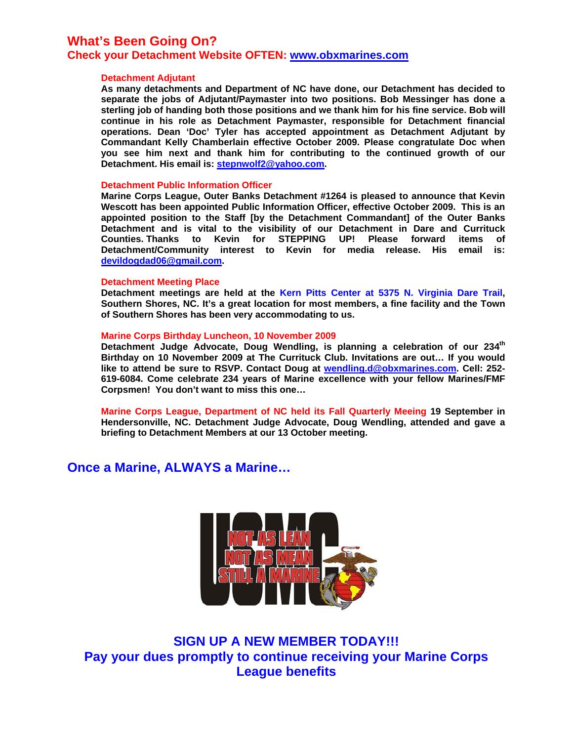# What's Been Going On?

## Check your Detachment Website OFTEN: www.obxmarines.com

### Detachment Adjutant

**As many detachments and Department of NC have done, our Detachment has decided to separate the jobs of Adjutant/Paymaster into two positions. Bob Messinger has done a sterling job of handing both those positions and we thank him for his fine service. Bob will continue in his role as Detachment Paymaster, responsible for Detachment financial operations. Dean 'Doc' Tyler has accepted appointment as Detachment Adjutant by Commandant Kelly Chamberlain effective October 2009. Please congratulate Doc when you see him next and thank him for contributing to the continued growth of our Detachment. His email is: stepnwolf2@yahoo.com.**

### Detachment Public Information Officer

**Marine Corps League, Outer Banks Detachment #1264 is pleased to announce that Kevin Wescott has been appointed Public Information Officer, effective October 2009. This is an appointed position to the Staff [by the Detachment Commandant] of the Outer Banks Detachment and is vital to the visibility of our Detachment in Dare and Currituck Counties. Thanks to Kevin for STEPPING UP! Please forward items of Detachment/Community interest to Kevin for media release. His email is: devildogdad06@gmail.com.**

### Detachment Meeting Place

**Detachment meetings are held at the Kern Pitts Center at 5375 N. Virginia Dare Trail, Southern Shores, NC. It's a great location for most members, a fine facility and the Town of Southern Shores has been very accommodating to us.**

### Marine Corps Birthday Luncheon, 10 November 2009

**Detachment Judge Advocate, Doug Wendling, is planning a celebration of our 234th Birthday on 10 November 2009 at The Currituck Club. Invitations are out… If you would like to attend be sure to RSVP. Contact Doug at wendling.d@obxmarines.com. Cell: 252-619-6084. Come celebrate 234 years of Marine excellence with your fellow Marines/FMF Corpsmen! You don't want to miss this one…**

**Marine Corps League, Department of NC held its Fall Quarterly Meeing 19 September in Hendersonville, NC. Detachment Judge Advocate, Doug Wendling, attended and gave a briefing to Detachment Members at our 13 October meeting.**

## Once a Marine, ALWAYS a Marine…

## SIGN UP A NEW MEMBER TODAY!!!

## Pay your dues promptly to continue receiving your Marine Corps League benefits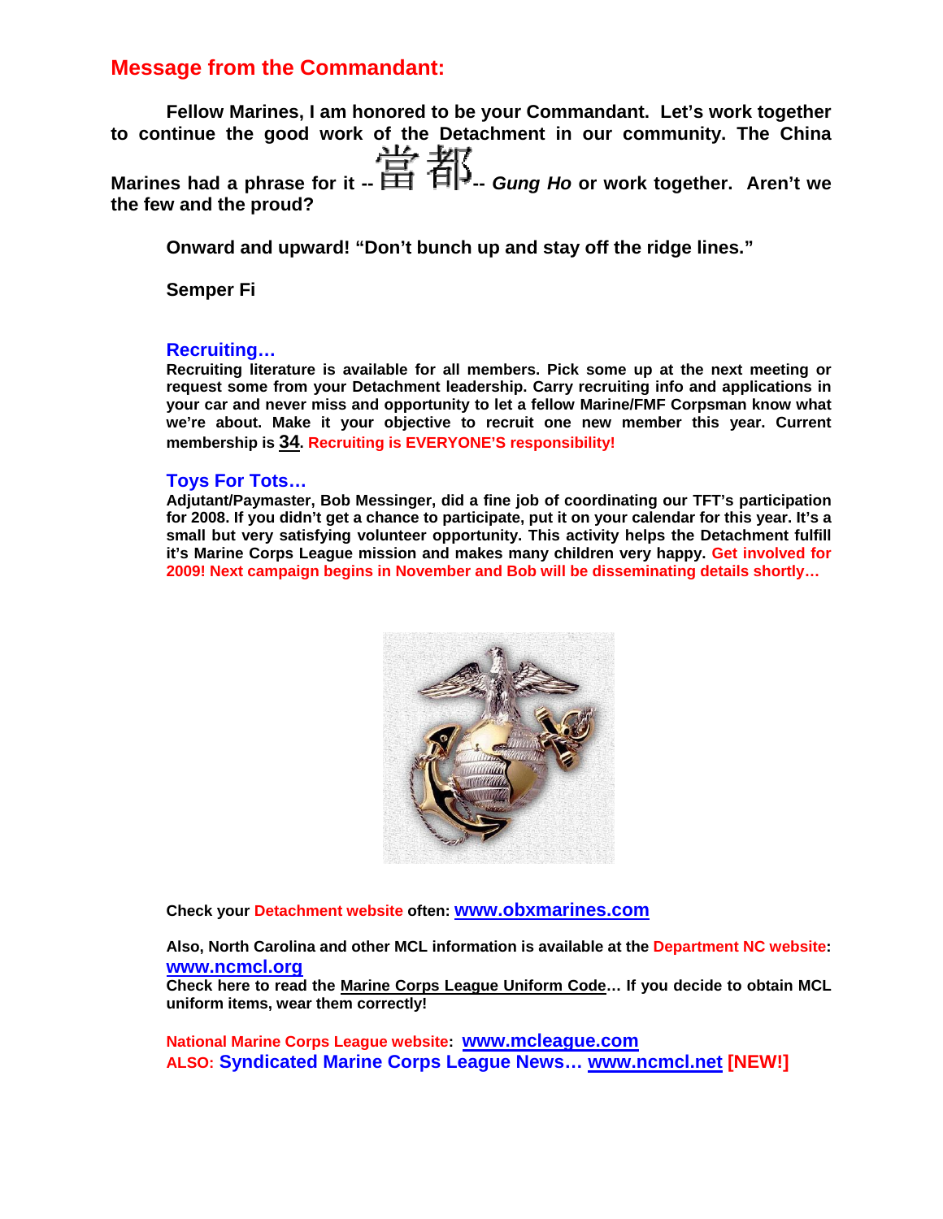## Message from the Commandant:

**Fellow Marines, I am honored to be your Commandant. Let's work together to continue the good work of the Detachment in our community. The China Marines had a phrase for it -- 當都 -- *Gung Ho* or work together. Aren't we the few and the proud?**

**Onward and upward! "Don't bunch up and stay off the ridge lines."**

**Semper Fi**

### Recruiting…

**Recruiting literature is available for all members. Pick some up at the next meeting or request some from your Detachment leadership. Carry recruiting info and applications in your car and never miss and opportunity to let a fellow Marine/FMF Corpsman know what we're about. Make it your objective to recruit one new member this year. Current membership is 34. Recruiting is EVERYONE'S responsibility!**

### Toys For Tots…

**Adjutant/Paymaster, Bob Messinger, did a fine job of coordinating our TFT's participation for 2008. If you didn't get a chance to participate, put it on your calendar for this year. It's a small but very satisfying volunteer opportunity. This activity helps the Detachment fulfill it's Marine Corps League mission and makes many children very happy. Get involved for 2009! Next campaign begins in November and Bob will be disseminating details shortly…**

**Check your Detachment website often: www.obxmarines.com**

**Also, North Carolina and other MCL information is available at the Department NC website: www.ncmcl.org**
**Check here to read the Marine Corps League Uniform Code… If you decide to obtain MCL uniform items, wear them correctly!**

**National Marine Corps League website: www.mcleague.com**
**ALSO: Syndicated Marine Corps League News… www.ncmcl.net [NEW!]**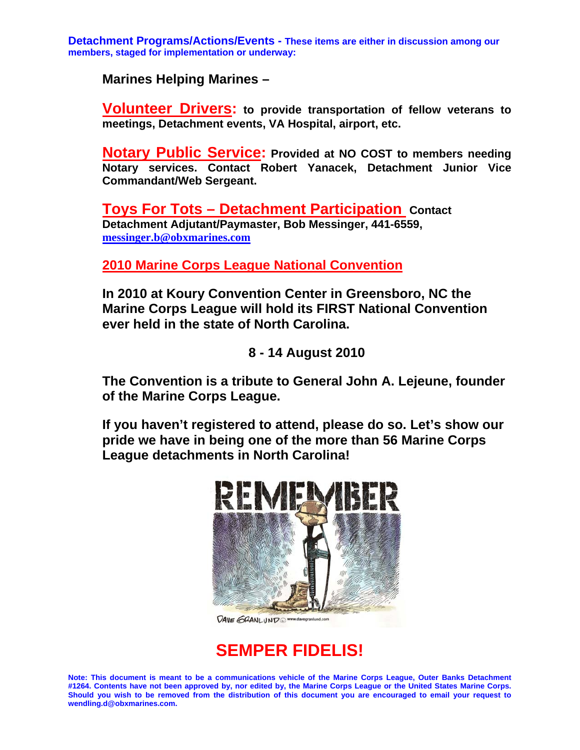**Detachment Programs/Actions/Events - These items are either in discussion among our members, staged for implementation or underway:**

**Marines Helping Marines –**

**Volunteer Drivers: to provide transportation of fellow veterans to meetings, Detachment events, VA Hospital, airport, etc.**

**Notary Public Service: Provided at NO COST to members needing Notary services. Contact Robert Yanacek, Detachment Junior Vice Commandant/Web Sergeant.**

**Toys For Tots – Detachment Participation Contact Detachment Adjutant/Paymaster, Bob Messinger, 441-6559, messinger.b@obxmarines.com**

**2010 Marine Corps League National Convention**

**In 2010 at Koury Convention Center in Greensboro, NC the Marine Corps League will hold its FIRST National Convention ever held in the state of North Carolina.**

**8 - 14 August 2010**

**The Convention is a tribute to General John A. Lejeune, founder of the Marine Corps League.**

**If you haven't registered to attend, please do so. Let's show our pride we have in being one of the more than 56 Marine Corps League detachments in North Carolina!**

REMEMBER

DAVE GRANLUND © www.davegranlund.com

**SEMPER FIDELIS!**

**Note: This document is meant to be a communications vehicle of the Marine Corps League, Outer Banks Detachment #1264. Contents have not been approved by, nor edited by, the Marine Corps League or the United States Marine Corps. Should you wish to be removed from the distribution of this document you are encouraged to email your request to wendling.d@obxmarines.com.**